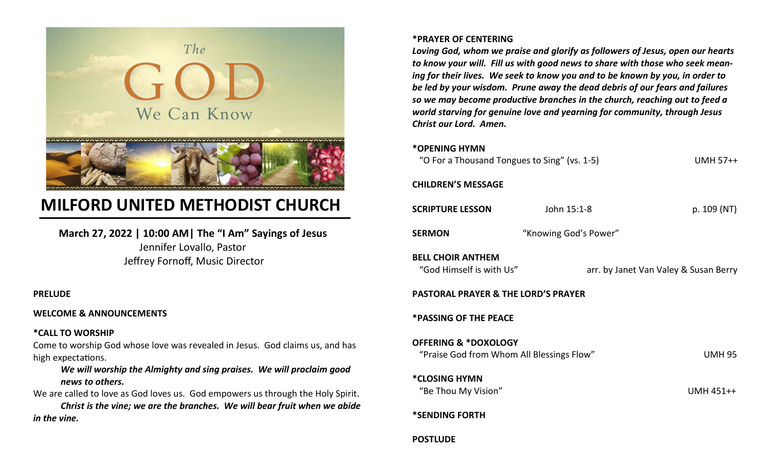The GOD We Can Know

# MILFORD UNITED METHODIST CHURCH

**March 27, 2022 | 10:00 AM| The "I Am" Sayings of Jesus**
Jennifer Lovallo, Pastor
Jeffrey Fornoff, Music Director

**PRELUDE**

**WELCOME & ANNOUNCEMENTS**

**\*CALL TO WORSHIP**

Come to worship God whose love was revealed in Jesus. God claims us, and has high expectations.

***We will worship the Almighty and sing praises. We will proclaim good news to others.***

We are called to love as God loves us. God empowers us through the Holy Spirit.

***Christ is the vine; we are the branches. We will bear fruit when we abide in the vine.***

**\*PRAYER OF CENTERING**

***Loving God, whom we praise and glorify as followers of Jesus, open our hearts to know your will. Fill us with good news to share with those who seek meaning for their lives. We seek to know you and to be known by you, in order to be led by your wisdom. Prune away the dead debris of our fears and failures so we may become productive branches in the church, reaching out to feed a world starving for genuine love and yearning for community, through Jesus Christ our Lord. Amen.***

**\*OPENING HYMN**
"O For a Thousand Tongues to Sing" (vs. 1-5) — UMH 57++

**CHILDREN'S MESSAGE**

**SCRIPTURE LESSON** — John 15:1-8 — p. 109 (NT)

**SERMON** — "Knowing God's Power"

**BELL CHOIR ANTHEM**
"God Himself is with Us" — arr. by Janet Van Valey & Susan Berry

**PASTORAL PRAYER & THE LORD'S PRAYER**

**\*PASSING OF THE PEACE**

**OFFERING & \*DOXOLOGY**
"Praise God from Whom All Blessings Flow" — UMH 95

**\*CLOSING HYMN**
"Be Thou My Vision" — UMH 451++

**\*SENDING FORTH**

**POSTLUDE**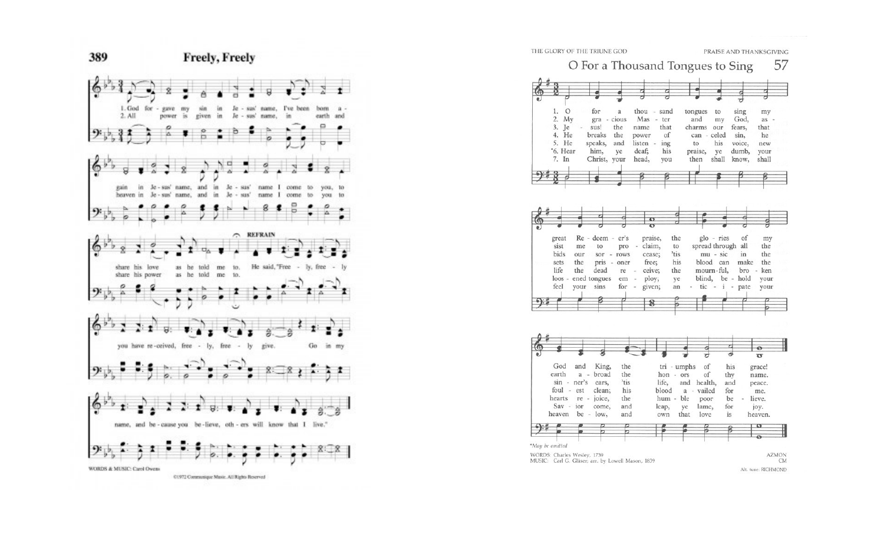## 389 Freely, Freely

1. God forgave my sin in Jesus' name, I've been born again in Jesus' name, and in Jesus' name I come to you, to share his love as he told me to.
2. All power is given in Jesus' name, in earth and heaven in Jesus' name, and in Jesus' name I come to you to share his power as he told me to.

REFRAIN

He said, "Freely, freely you have received, freely, freely give. Go in my name, and because you believe, others will know that I live."

WORDS & MUSIC: Carol Owens

©1972 Communique Music. All Rights Reserved

THE GLORY OF THE TRIUNE GOD — PRAISE AND THANKSGIVING

## O For a Thousand Tongues to Sing 57

1. O for a thousand tongues to sing my great Redeemer's praise, the glories of my God and King, the triumphs of his grace!
2. My gracious Master and my God, assist me to proclaim, to spread through all the earth abroad the honors of thy name.
3. Jesus! the name that charms our fears, that bids our sorrows cease; 'tis music in the sinner's ears, 'tis life, and health, and peace.
4. He breaks the power of canceled sin, he sets the prisoner free; his blood can make the foulest clean; his blood availed for me.
5. He speaks, and listening to his voice, new life the dead receive; the mournful, broken hearts rejoice, the humble poor believe.
6. *Hear him, ye deaf; his praise, ye dumb, your loosened tongues employ; ye blind, behold your Savior come, and leap, ye lame, for joy.
7. In Christ, your head, you then shall know, shall feel your sins forgiven; anticipate your heaven below, and own that love is heaven.

*May be omitted

WORDS: Charles Wesley, 1739
MUSIC: Carl G. Gläser; arr. by Lowell Mason, 1839

AZMON
CM

Alt. tune: RICHMOND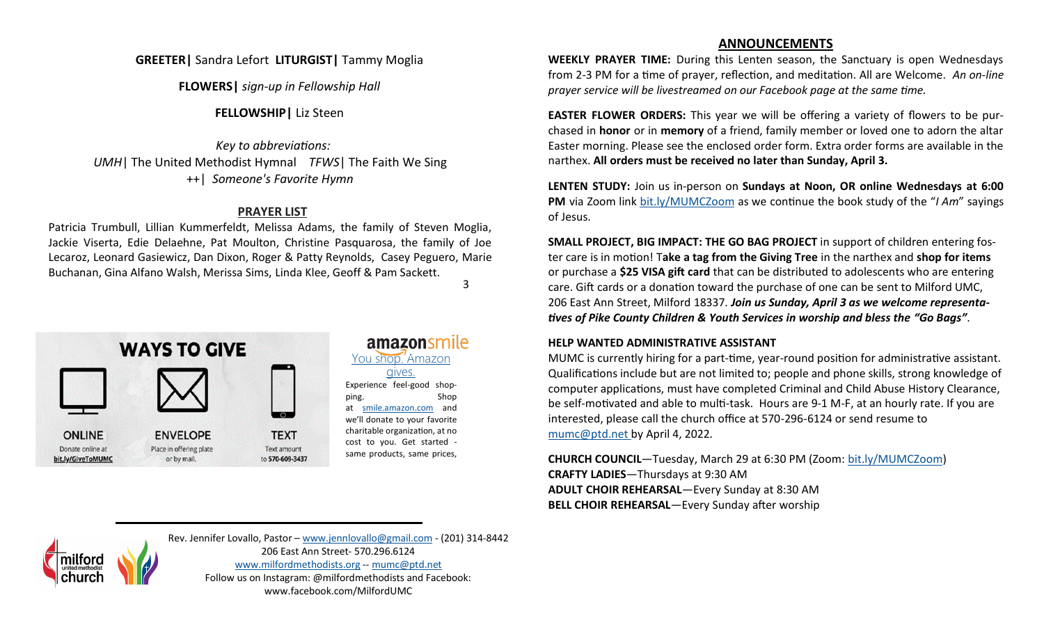**GREETER|** Sandra Lefort **LITURGIST|** Tammy Moglia

**FLOWERS|** *sign-up in Fellowship Hall*

**FELLOWSHIP|** Liz Steen

*Key to abbreviations:*
*UMH*| The United Methodist Hymnal *TFWS*| The Faith We Sing
++| *Someone's Favorite Hymn*

## PRAYER LIST

Patricia Trumbull, Lillian Kummerfeldt, Melissa Adams, the family of Steven Moglia, Jackie Viserta, Edie Delaehne, Pat Moulton, Christine Pasquarosa, the family of Joe Lecaroz, Leonard Gasiewicz, Dan Dixon, Roger & Patty Reynolds, Casey Peguero, Marie Buchanan, Gina Alfano Walsh, Merissa Sims, Linda Klee, Geoff & Pam Sackett.

**WAYS TO GIVE**

**ONLINE** Donate online at **bit.ly/GiveToMUMC**

**ENVELOPE** Place in offering plate or by mail.

**TEXT** Text amount to **570-609-3437**

amazonsmile
You shop. Amazon gives.

Experience feel-good shopping. Shop at smile.amazon.com and we'll donate to your favorite charitable organization, at no cost to you. Get started - same products, same prices,

Rev. Jennifer Lovallo, Pastor – www.jennlovallo@gmail.com - (201) 314-8442
206 East Ann Street- 570.296.6124
www.milfordmethodists.org -- mumc@ptd.net
Follow us on Instagram: @milfordmethodists and Facebook:
www.facebook.com/MilfordUMC

## ANNOUNCEMENTS

**WEEKLY PRAYER TIME:** During this Lenten season, the Sanctuary is open Wednesdays from 2-3 PM for a time of prayer, reflection, and meditation. All are Welcome. *An on-line prayer service will be livestreamed on our Facebook page at the same time.*

**EASTER FLOWER ORDERS:** This year we will be offering a variety of flowers to be purchased in **honor** or in **memory** of a friend, family member or loved one to adorn the altar Easter morning. Please see the enclosed order form. Extra order forms are available in the narthex. **All orders must be received no later than Sunday, April 3.**

**LENTEN STUDY:** Join us in-person on **Sundays at Noon, OR online Wednesdays at 6:00 PM** via Zoom link bit.ly/MUMCZoom as we continue the book study of the "*I Am*" sayings of Jesus.

**SMALL PROJECT, BIG IMPACT: THE GO BAG PROJECT** in support of children entering foster care is in motion! T**ake a tag from the Giving Tree** in the narthex and **shop for items** or purchase a **$25 VISA gift card** that can be distributed to adolescents who are entering care. Gift cards or a donation toward the purchase of one can be sent to Milford UMC, 206 East Ann Street, Milford 18337. ***Join us Sunday, April 3 as we welcome representatives of Pike County Children & Youth Services in worship and bless the "Go Bags"***.

**HELP WANTED ADMINISTRATIVE ASSISTANT**
MUMC is currently hiring for a part-time, year-round position for administrative assistant. Qualifications include but are not limited to; people and phone skills, strong knowledge of computer applications, must have completed Criminal and Child Abuse History Clearance, be self-motivated and able to multi-task. Hours are 9-1 M-F, at an hourly rate. If you are interested, please call the church office at 570-296-6124 or send resume to mumc@ptd.net by April 4, 2022.

**CHURCH COUNCIL**—Tuesday, March 29 at 6:30 PM (Zoom: bit.ly/MUMCZoom)
**CRAFTY LADIES**—Thursdays at 9:30 AM
**ADULT CHOIR REHEARSAL**—Every Sunday at 8:30 AM
**BELL CHOIR REHEARSAL**—Every Sunday after worship